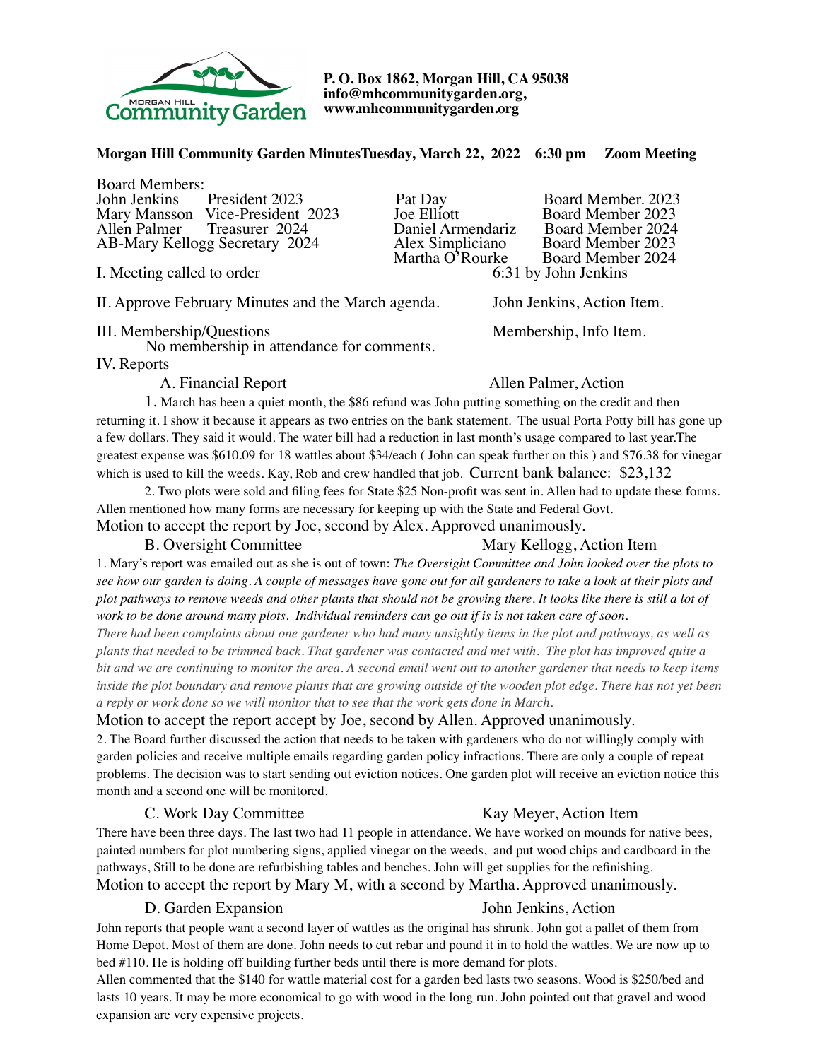**P. O. Box 1862, Morgan Hill, CA 95038**
**info@mhcommunitygarden.org,**
**www.mhcommunitygarden.org**

**Morgan Hill Community Garden MinutesTuesday, March 22, 2022 6:30 pm Zoom Meeting**

Board Members:

| | | | |
|---|---|---|---|
| John Jenkins | President 2023 | Pat Day | Board Member. 2023 |
| Mary Mansson | Vice-President 2023 | Joe Elliott | Board Member 2023 |
| Allen Palmer | Treasurer 2024 | Daniel Armendariz | Board Member 2024 |
| AB-Mary Kellogg | Secretary 2024 | Alex Simpliciano | Board Member 2023 |
| | | Martha O'Rourke | Board Member 2024 |

I. Meeting called to order — 6:31 by John Jenkins

II. Approve February Minutes and the March agenda. — John Jenkins, Action Item.

III. Membership/Questions — Membership, Info Item.

No membership in attendance for comments.

IV. Reports

A. Financial Report — Allen Palmer, Action

1. March has been a quiet month, the $86 refund was John putting something on the credit and then returning it. I show it because it appears as two entries on the bank statement. The usual Porta Potty bill has gone up a few dollars. They said it would. The water bill had a reduction in last month's usage compared to last year.The greatest expense was $610.09 for 18 wattles about $34/each ( John can speak further on this ) and $76.38 for vinegar which is used to kill the weeds. Kay, Rob and crew handled that job. Current bank balance: $23,132

2. Two plots were sold and filing fees for State $25 Non-profit was sent in. Allen had to update these forms. Allen mentioned how many forms are necessary for keeping up with the State and Federal Govt.

Motion to accept the report by Joe, second by Alex. Approved unanimously.

B. Oversight Committee — Mary Kellogg, Action Item

1. Mary's report was emailed out as she is out of town: *The Oversight Committee and John looked over the plots to see how our garden is doing. A couple of messages have gone out for all gardeners to take a look at their plots and plot pathways to remove weeds and other plants that should not be growing there. It looks like there is still a lot of work to be done around many plots. Individual reminders can go out if is is not taken care of soon.*

*There had been complaints about one gardener who had many unsightly items in the plot and pathways, as well as plants that needed to be trimmed back. That gardener was contacted and met with. The plot has improved quite a bit and we are continuing to monitor the area. A second email went out to another gardener that needs to keep items inside the plot boundary and remove plants that are growing outside of the wooden plot edge. There has not yet been a reply or work done so we will monitor that to see that the work gets done in March.*

Motion to accept the report accept by Joe, second by Allen. Approved unanimously.

2. The Board further discussed the action that needs to be taken with gardeners who do not willingly comply with garden policies and receive multiple emails regarding garden policy infractions. There are only a couple of repeat problems. The decision was to start sending out eviction notices. One garden plot will receive an eviction notice this month and a second one will be monitored.

C. Work Day Committee — Kay Meyer, Action Item

There have been three days. The last two had 11 people in attendance. We have worked on mounds for native bees, painted numbers for plot numbering signs, applied vinegar on the weeds, and put wood chips and cardboard in the pathways, Still to be done are refurbishing tables and benches. John will get supplies for the refinishing.

Motion to accept the report by Mary M, with a second by Martha. Approved unanimously.

D. Garden Expansion — John Jenkins, Action

John reports that people want a second layer of wattles as the original has shrunk. John got a pallet of them from Home Depot. Most of them are done. John needs to cut rebar and pound it in to hold the wattles. We are now up to bed #110. He is holding off building further beds until there is more demand for plots.

Allen commented that the $140 for wattle material cost for a garden bed lasts two seasons. Wood is $250/bed and lasts 10 years. It may be more economical to go with wood in the long run. John pointed out that gravel and wood expansion are very expensive projects.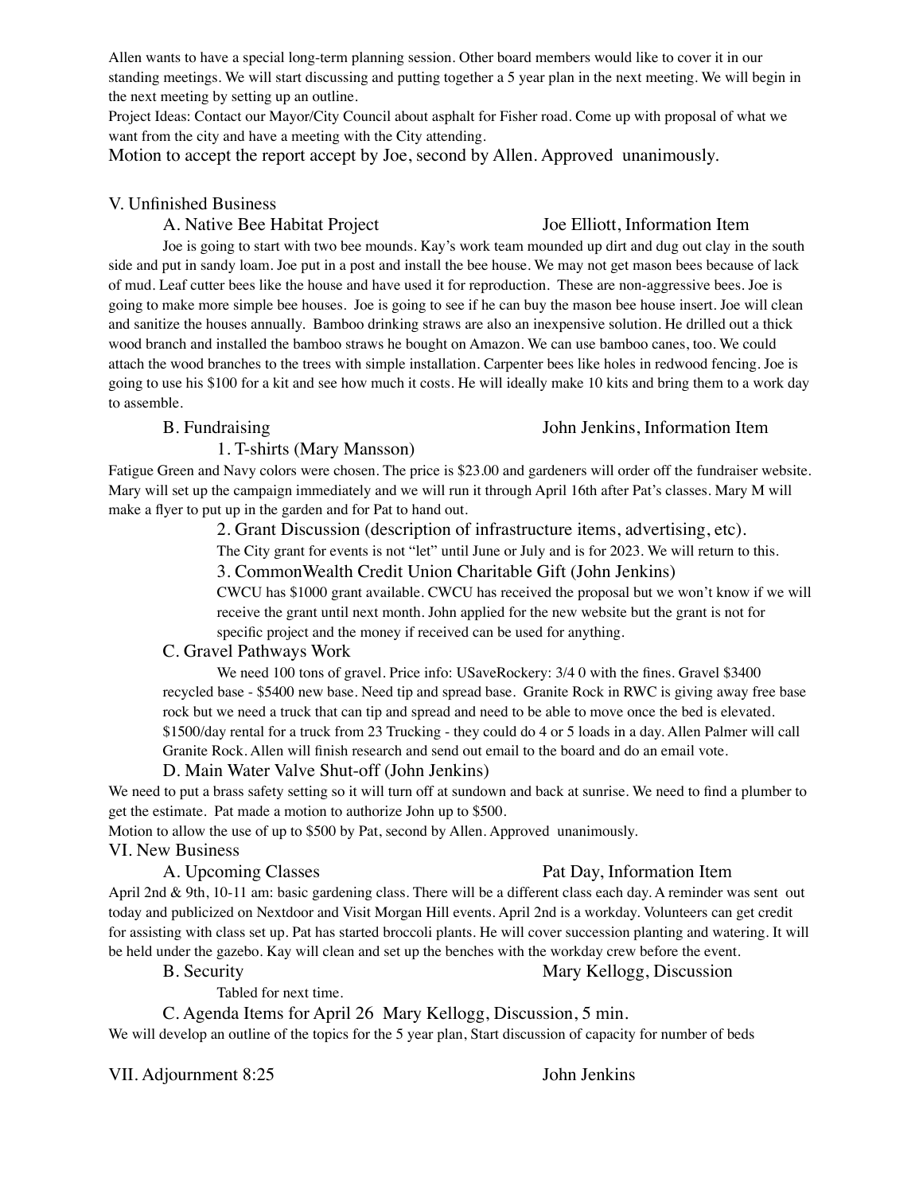Allen wants to have a special long-term planning session. Other board members would like to cover it in our standing meetings. We will start discussing and putting together a 5 year plan in the next meeting. We will begin in the next meeting by setting up an outline.

Project Ideas: Contact our Mayor/City Council about asphalt for Fisher road. Come up with proposal of what we want from the city and have a meeting with the City attending.

Motion to accept the report accept by Joe, second by Allen. Approved unanimously.

## V. Unfinished Business

### A. Native Bee Habitat Project — Joe Elliott, Information Item

Joe is going to start with two bee mounds. Kay's work team mounded up dirt and dug out clay in the south side and put in sandy loam. Joe put in a post and install the bee house. We may not get mason bees because of lack of mud. Leaf cutter bees like the house and have used it for reproduction. These are non-aggressive bees. Joe is going to make more simple bee houses. Joe is going to see if he can buy the mason bee house insert. Joe will clean and sanitize the houses annually. Bamboo drinking straws are also an inexpensive solution. He drilled out a thick wood branch and installed the bamboo straws he bought on Amazon. We can use bamboo canes, too. We could attach the wood branches to the trees with simple installation. Carpenter bees like holes in redwood fencing. Joe is going to use his $100 for a kit and see how much it costs. He will ideally make 10 kits and bring them to a work day to assemble.

### B. Fundraising — John Jenkins, Information Item

1. T-shirts (Mary Mansson)

Fatigue Green and Navy colors were chosen. The price is $23.00 and gardeners will order off the fundraiser website. Mary will set up the campaign immediately and we will run it through April 16th after Pat's classes. Mary M will make a flyer to put up in the garden and for Pat to hand out.

2. Grant Discussion (description of infrastructure items, advertising, etc).

The City grant for events is not "let" until June or July and is for 2023. We will return to this.

3. CommonWealth Credit Union Charitable Gift (John Jenkins)

CWCU has $1000 grant available. CWCU has received the proposal but we won't know if we will receive the grant until next month. John applied for the new website but the grant is not for specific project and the money if received can be used for anything.

### C. Gravel Pathways Work

We need 100 tons of gravel. Price info: USaveRockery: 3/4 0 with the fines. Gravel $3400 recycled base - $5400 new base. Need tip and spread base. Granite Rock in RWC is giving away free base rock but we need a truck that can tip and spread and need to be able to move once the bed is elevated. $1500/day rental for a truck from 23 Trucking - they could do 4 or 5 loads in a day. Allen Palmer will call Granite Rock. Allen will finish research and send out email to the board and do an email vote.

### D. Main Water Valve Shut-off (John Jenkins)

We need to put a brass safety setting so it will turn off at sundown and back at sunrise. We need to find a plumber to get the estimate. Pat made a motion to authorize John up to $500.

Motion to allow the use of up to $500 by Pat, second by Allen. Approved unanimously.

## VI. New Business

### A. Upcoming Classes — Pat Day, Information Item

April 2nd & 9th, 10-11 am: basic gardening class. There will be a different class each day. A reminder was sent out today and publicized on Nextdoor and Visit Morgan Hill events. April 2nd is a workday. Volunteers can get credit for assisting with class set up. Pat has started broccoli plants. He will cover succession planting and watering. It will be held under the gazebo. Kay will clean and set up the benches with the workday crew before the event.

### B. Security — Mary Kellogg, Discussion

Tabled for next time.

### C. Agenda Items for April 26 — Mary Kellogg, Discussion, 5 min.

We will develop an outline of the topics for the 5 year plan, Start discussion of capacity for number of beds

## VII. Adjournment 8:25 — John Jenkins